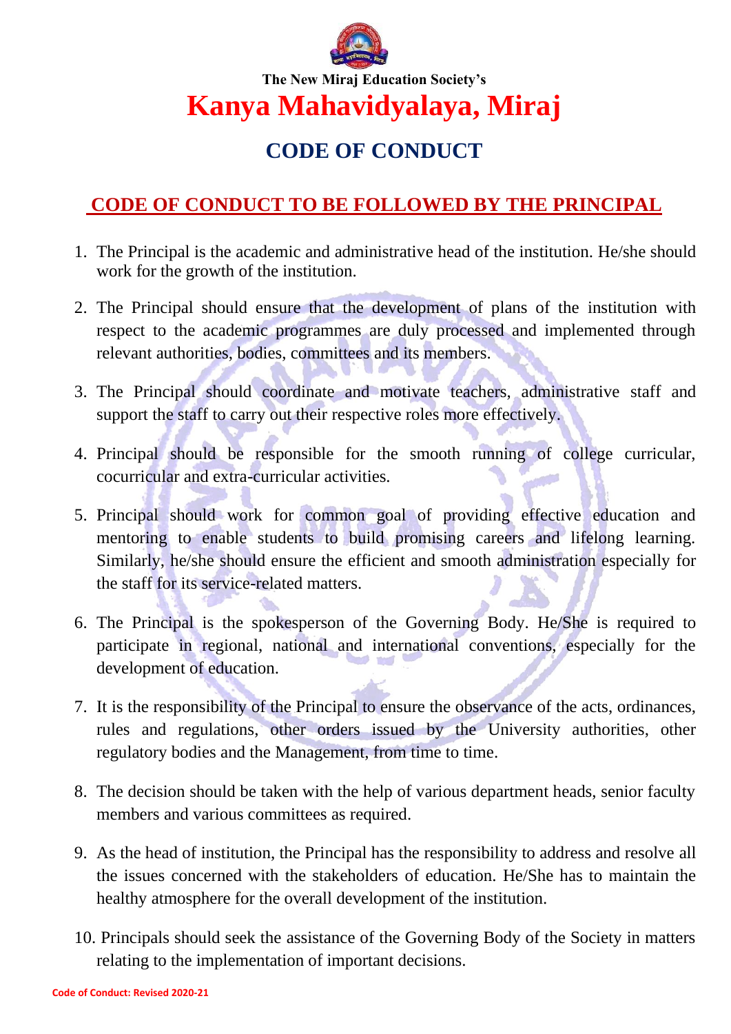The New Miraj Education Society's

# Kanya Mahavidyalaya, Miraj

## CODE OF CONDUCT

### CODE OF CONDUCT TO BE FOLLOWED BY THE PRINCIPAL

1. The Principal is the academic and administrative head of the institution. He/she should work for the growth of the institution.
2. The Principal should ensure that the development of plans of the institution with respect to the academic programmes are duly processed and implemented through relevant authorities, bodies, committees and its members.
3. The Principal should coordinate and motivate teachers, administrative staff and support the staff to carry out their respective roles more effectively.
4. Principal should be responsible for the smooth running of college curricular, cocurricular and extra-curricular activities.
5. Principal should work for common goal of providing effective education and mentoring to enable students to build promising careers and lifelong learning. Similarly, he/she should ensure the efficient and smooth administration especially for the staff for its service-related matters.
6. The Principal is the spokesperson of the Governing Body. He/She is required to participate in regional, national and international conventions, especially for the development of education.
7. It is the responsibility of the Principal to ensure the observance of the acts, ordinances, rules and regulations, other orders issued by the University authorities, other regulatory bodies and the Management, from time to time.
8. The decision should be taken with the help of various department heads, senior faculty members and various committees as required.
9. As the head of institution, the Principal has the responsibility to address and resolve all the issues concerned with the stakeholders of education. He/She has to maintain the healthy atmosphere for the overall development of the institution.
10. Principals should seek the assistance of the Governing Body of the Society in matters relating to the implementation of important decisions.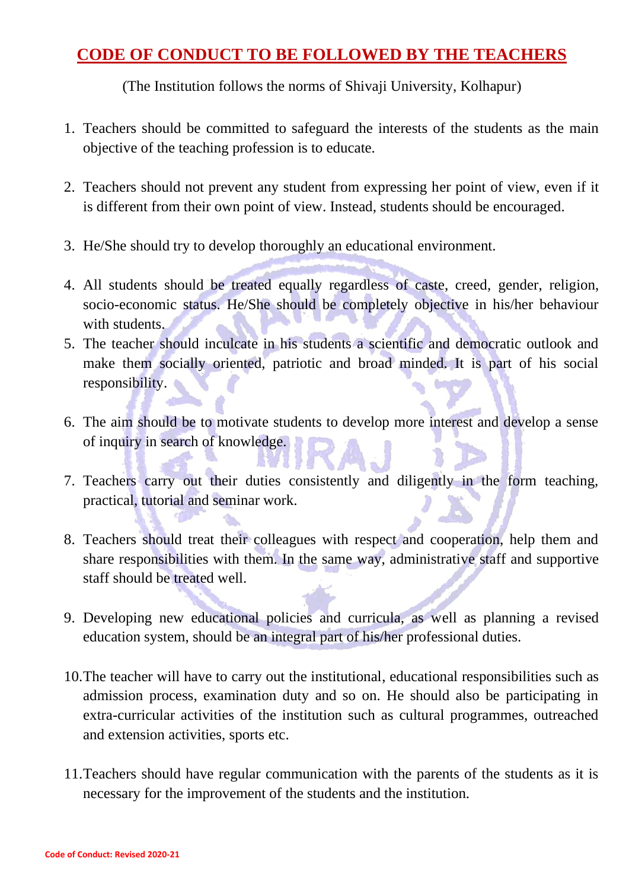# CODE OF CONDUCT TO BE FOLLOWED BY THE TEACHERS

(The Institution follows the norms of Shivaji University, Kolhapur)

1. Teachers should be committed to safeguard the interests of the students as the main objective of the teaching profession is to educate.

2. Teachers should not prevent any student from expressing her point of view, even if it is different from their own point of view. Instead, students should be encouraged.

3. He/She should try to develop thoroughly an educational environment.

4. All students should be treated equally regardless of caste, creed, gender, religion, socio-economic status. He/She should be completely objective in his/her behaviour with students.
5. The teacher should inculcate in his students a scientific and democratic outlook and make them socially oriented, patriotic and broad minded. It is part of his social responsibility.

6. The aim should be to motivate students to develop more interest and develop a sense of inquiry in search of knowledge.

7. Teachers carry out their duties consistently and diligently in the form teaching, practical, tutorial and seminar work.

8. Teachers should treat their colleagues with respect and cooperation, help them and share responsibilities with them. In the same way, administrative staff and supportive staff should be treated well.

9. Developing new educational policies and curricula, as well as planning a revised education system, should be an integral part of his/her professional duties.

10. The teacher will have to carry out the institutional, educational responsibilities such as admission process, examination duty and so on. He should also be participating in extra-curricular activities of the institution such as cultural programmes, outreached and extension activities, sports etc.

11. Teachers should have regular communication with the parents of the students as it is necessary for the improvement of the students and the institution.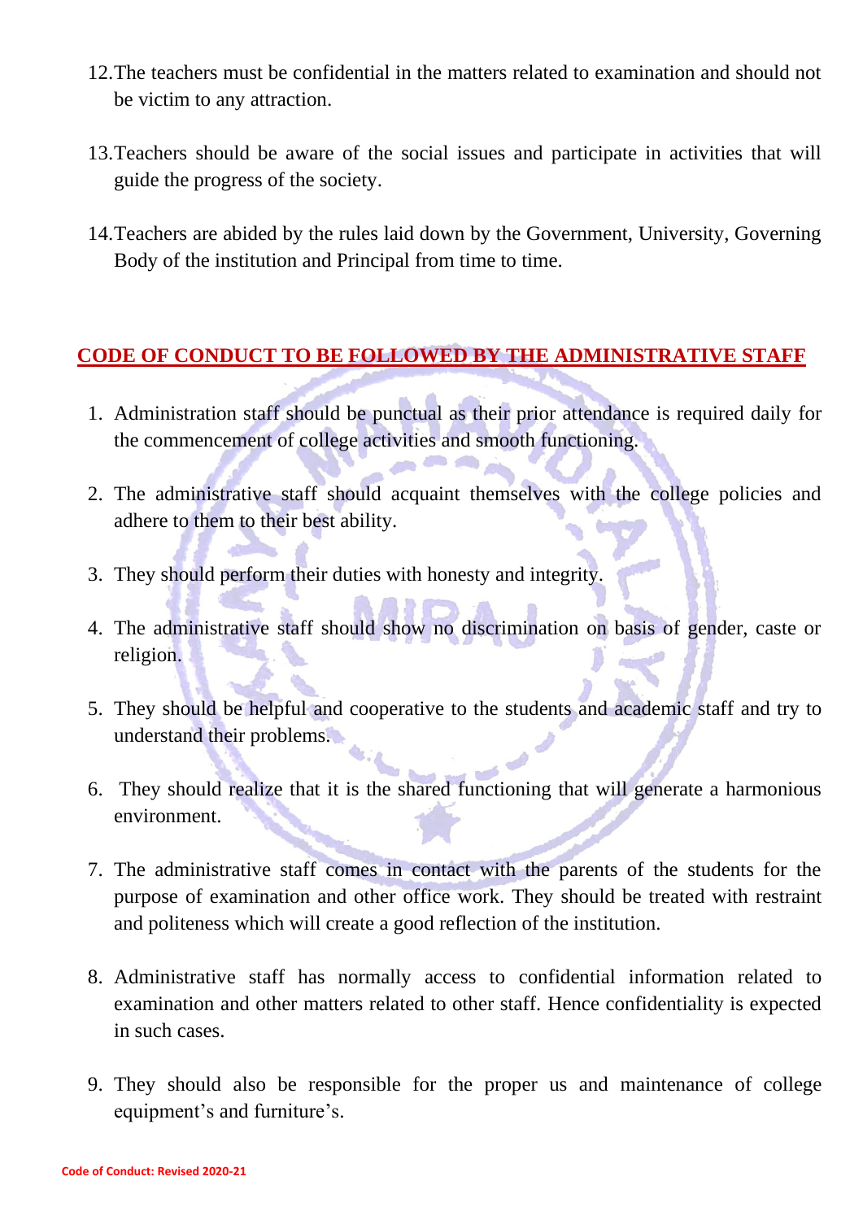12. The teachers must be confidential in the matters related to examination and should not be victim to any attraction.

13. Teachers should be aware of the social issues and participate in activities that will guide the progress of the society.

14. Teachers are abided by the rules laid down by the Government, University, Governing Body of the institution and Principal from time to time.

## CODE OF CONDUCT TO BE FOLLOWED BY THE ADMINISTRATIVE STAFF

1. Administration staff should be punctual as their prior attendance is required daily for the commencement of college activities and smooth functioning.

2. The administrative staff should acquaint themselves with the college policies and adhere to them to their best ability.

3. They should perform their duties with honesty and integrity.

4. The administrative staff should show no discrimination on basis of gender, caste or religion.

5. They should be helpful and cooperative to the students and academic staff and try to understand their problems.

6. They should realize that it is the shared functioning that will generate a harmonious environment.

7. The administrative staff comes in contact with the parents of the students for the purpose of examination and other office work. They should be treated with restraint and politeness which will create a good reflection of the institution.

8. Administrative staff has normally access to confidential information related to examination and other matters related to other staff. Hence confidentiality is expected in such cases.

9. They should also be responsible for the proper us and maintenance of college equipment's and furniture's.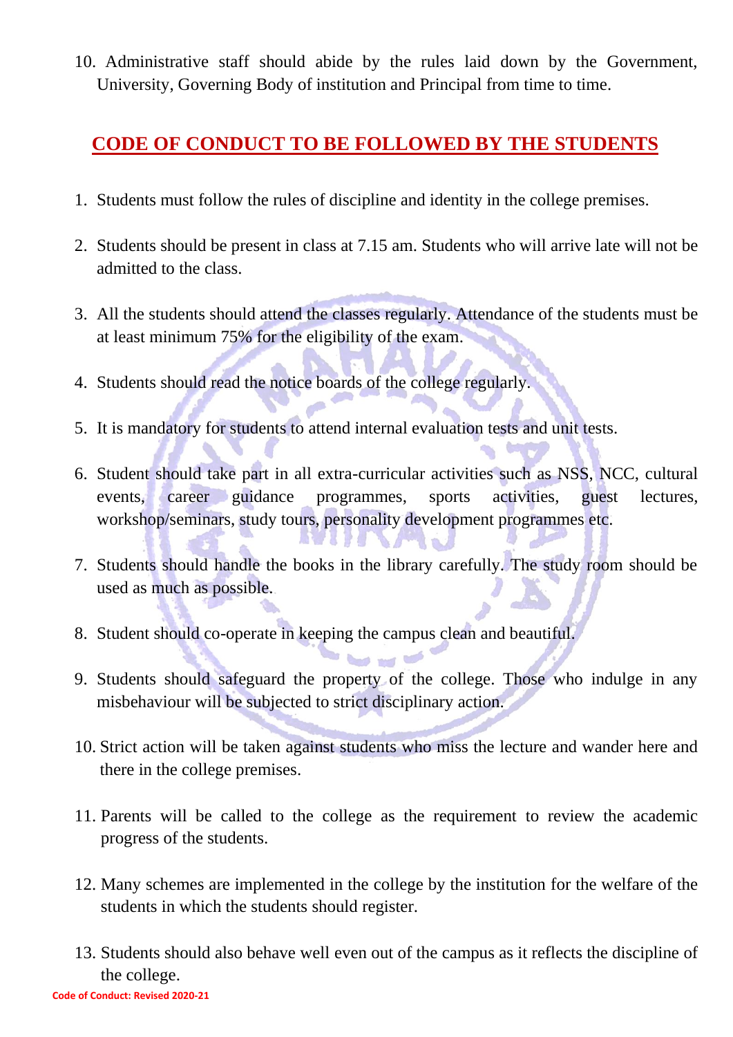10. Administrative staff should abide by the rules laid down by the Government, University, Governing Body of institution and Principal from time to time.

## CODE OF CONDUCT TO BE FOLLOWED BY THE STUDENTS

1. Students must follow the rules of discipline and identity in the college premises.
2. Students should be present in class at 7.15 am. Students who will arrive late will not be admitted to the class.
3. All the students should attend the classes regularly. Attendance of the students must be at least minimum 75% for the eligibility of the exam.
4. Students should read the notice boards of the college regularly.
5. It is mandatory for students to attend internal evaluation tests and unit tests.
6. Student should take part in all extra-curricular activities such as NSS, NCC, cultural events, career guidance programmes, sports activities, guest lectures, workshop/seminars, study tours, personality development programmes etc.
7. Students should handle the books in the library carefully. The study room should be used as much as possible.
8. Student should co-operate in keeping the campus clean and beautiful.
9. Students should safeguard the property of the college. Those who indulge in any misbehaviour will be subjected to strict disciplinary action.
10. Strict action will be taken against students who miss the lecture and wander here and there in the college premises.
11. Parents will be called to the college as the requirement to review the academic progress of the students.
12. Many schemes are implemented in the college by the institution for the welfare of the students in which the students should register.
13. Students should also behave well even out of the campus as it reflects the discipline of the college.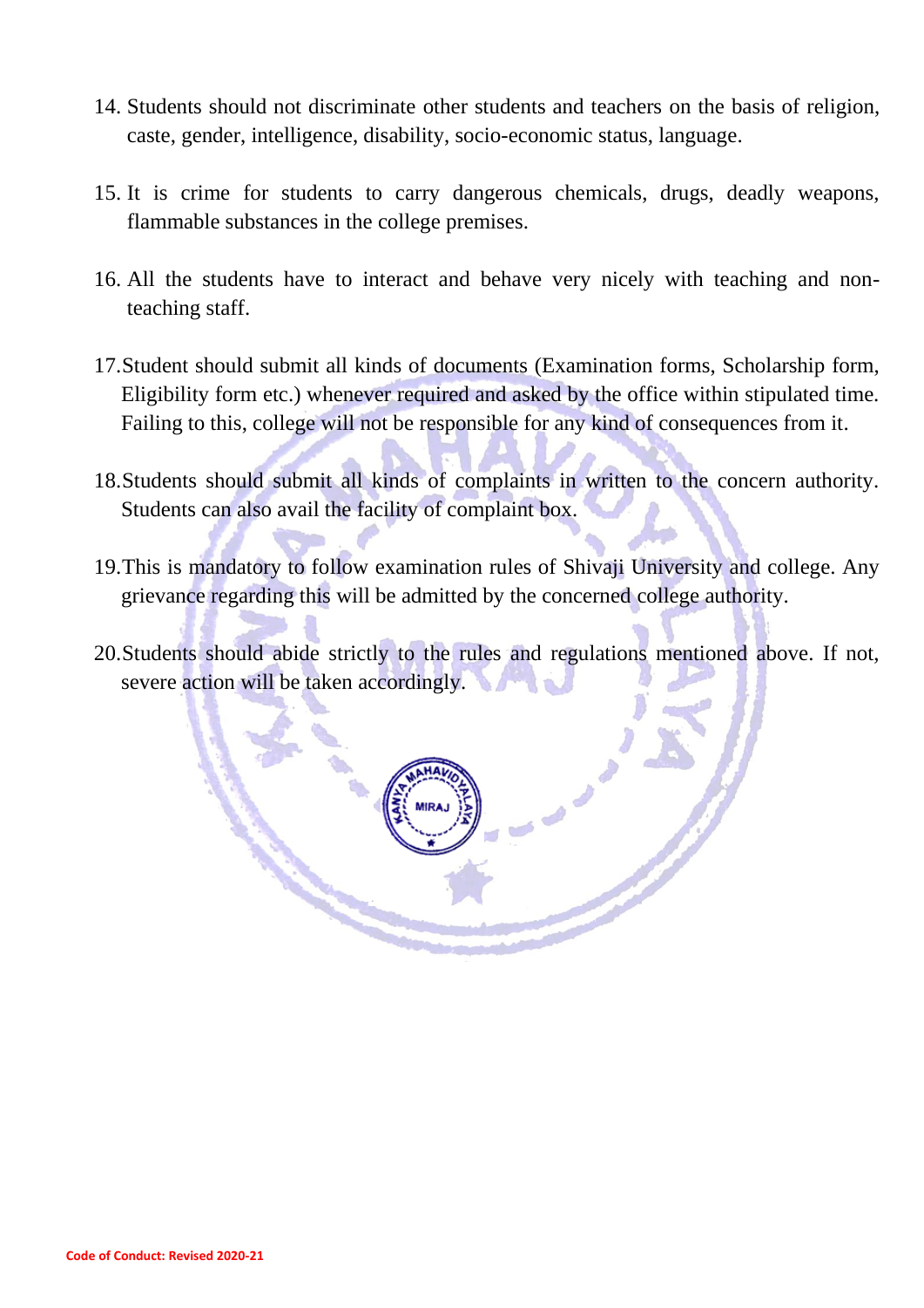14. Students should not discriminate other students and teachers on the basis of religion, caste, gender, intelligence, disability, socio-economic status, language.

15. It is crime for students to carry dangerous chemicals, drugs, deadly weapons, flammable substances in the college premises.

16. All the students have to interact and behave very nicely with teaching and non-teaching staff.

17. Student should submit all kinds of documents (Examination forms, Scholarship form, Eligibility form etc.) whenever required and asked by the office within stipulated time. Failing to this, college will not be responsible for any kind of consequences from it.

18. Students should submit all kinds of complaints in written to the concern authority. Students can also avail the facility of complaint box.

19. This is mandatory to follow examination rules of Shivaji University and college. Any grievance regarding this will be admitted by the concerned college authority.

20. Students should abide strictly to the rules and regulations mentioned above. If not, severe action will be taken accordingly.

KANYA MAHAVIDYALAYA MIRAJ

**Code of Conduct: Revised 2020-21**